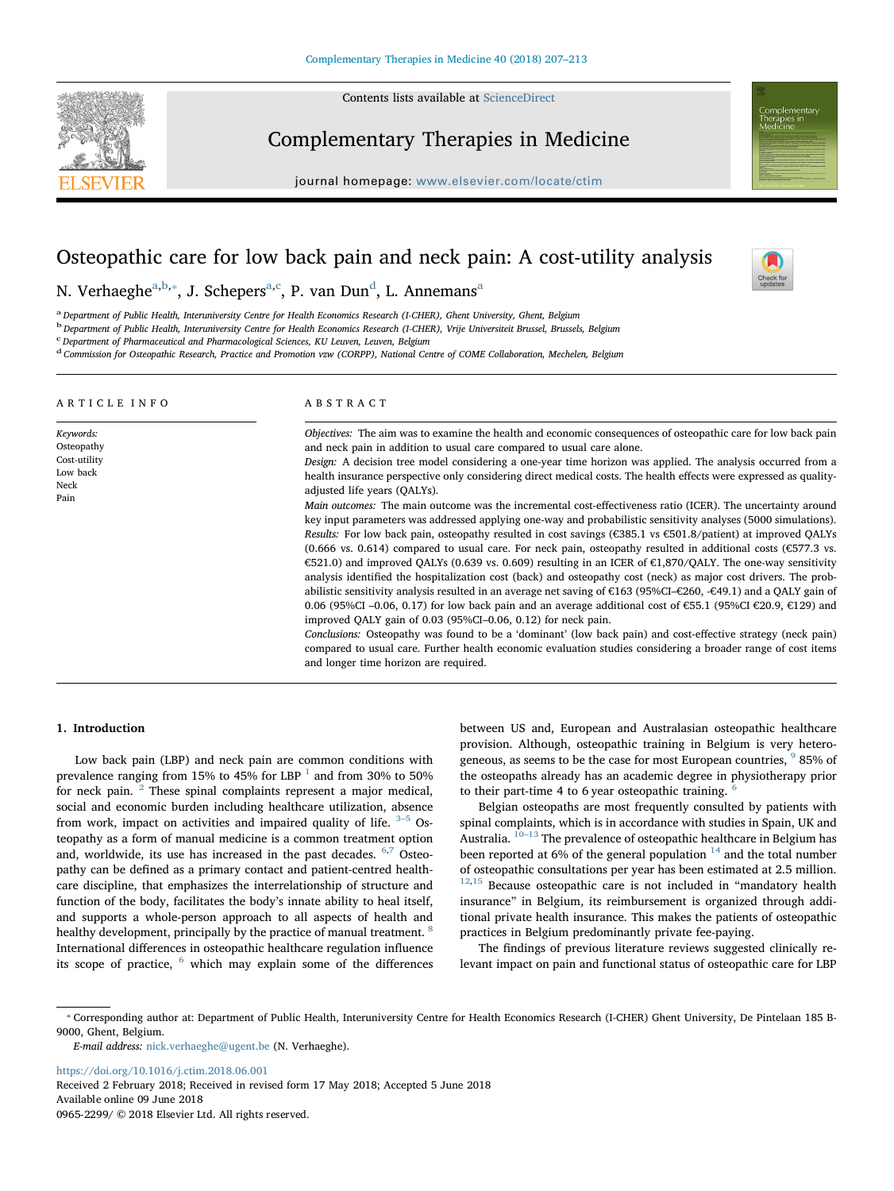# Osteopathic care for low back pain and neck pain: A cost-utility analysis

N. Verhaeghe[a,b,*], J. Schepers[a,c], P. van Dun[d], L. Annemans[a]

[a] Department of Public Health, Interuniversity Centre for Health Economics Research (I-CHER), Ghent University, Ghent, Belgium
[b] Department of Public Health, Interuniversity Centre for Health Economics Research (I-CHER), Vrije Universiteit Brussel, Brussels, Belgium
[c] Department of Pharmaceutical and Pharmacological Sciences, KU Leuven, Leuven, Belgium
[d] Commission for Osteopathic Research, Practice and Promotion vzw (CORPP), National Centre of COME Collaboration, Mechelen, Belgium

## ARTICLE INFO

*Keywords:*
Osteopathy
Cost-utility
Low back
Neck
Pain

## ABSTRACT

*Objectives:* The aim was to examine the health and economic consequences of osteopathic care for low back pain and neck pain in addition to usual care compared to usual care alone.

*Design:* A decision tree model considering a one-year time horizon was applied. The analysis occurred from a health insurance perspective only considering direct medical costs. The health effects were expressed as quality-adjusted life years (QALYs).

*Main outcomes:* The main outcome was the incremental cost-effectiveness ratio (ICER). The uncertainty around key input parameters was addressed applying one-way and probabilistic sensitivity analyses (5000 simulations).

*Results:* For low back pain, osteopathy resulted in cost savings (€385.1 vs €501.8/patient) at improved QALYs (0.666 vs. 0.614) compared to usual care. For neck pain, osteopathy resulted in additional costs (€577.3 vs. €521.0) and improved QALYs (0.639 vs. 0.609) resulting in an ICER of €1,870/QALY. The one-way sensitivity analysis identified the hospitalization cost (back) and osteopathy cost (neck) as major cost drivers. The probabilistic sensitivity analysis resulted in an average net saving of €163 (95%CI–€260, -€49.1) and a QALY gain of 0.06 (95%CI –0.06, 0.17) for low back pain and an average additional cost of €55.1 (95%CI €20.9, €129) and improved QALY gain of 0.03 (95%CI–0.06, 0.12) for neck pain.

*Conclusions:* Osteopathy was found to be a 'dominant' (low back pain) and cost-effective strategy (neck pain) compared to usual care. Further health economic evaluation studies considering a broader range of cost items and longer time horizon are required.

## 1. Introduction

Low back pain (LBP) and neck pain are common conditions with prevalence ranging from 15% to 45% for LBP [1] and from 30% to 50% for neck pain. [2] These spinal complaints represent a major medical, social and economic burden including healthcare utilization, absence from work, impact on activities and impaired quality of life. [3–5] Osteopathy as a form of manual medicine is a common treatment option and, worldwide, its use has increased in the past decades. [6,7] Osteopathy can be defined as a primary contact and patient-centred healthcare discipline, that emphasizes the interrelationship of structure and function of the body, facilitates the body's innate ability to heal itself, and supports a whole-person approach to all aspects of health and healthy development, principally by the practice of manual treatment. [8] International differences in osteopathic healthcare regulation influence its scope of practice, [6] which may explain some of the differences between US and, European and Australasian osteopathic healthcare provision. Although, osteopathic training in Belgium is very heterogeneous, as seems to be the case for most European countries, [9] 85% of the osteopaths already has an academic degree in physiotherapy prior to their part-time 4 to 6 year osteopathic training. [6]

Belgian osteopaths are most frequently consulted by patients with spinal complaints, which is in accordance with studies in Spain, UK and Australia. [10–13] The prevalence of osteopathic healthcare in Belgium has been reported at 6% of the general population [14] and the total number of osteopathic consultations per year has been estimated at 2.5 million. [12,15] Because osteopathic care is not included in "mandatory health insurance" in Belgium, its reimbursement is organized through additional private health insurance. This makes the patients of osteopathic practices in Belgium predominantly private fee-paying.

The findings of previous literature reviews suggested clinically relevant impact on pain and functional status of osteopathic care for LBP

* Corresponding author at: Department of Public Health, Interuniversity Centre for Health Economics Research (I-CHER) Ghent University, De Pintelaan 185 B-9000, Ghent, Belgium.
*E-mail address:* nick.verhaeghe@ugent.be (N. Verhaeghe).

https://doi.org/10.1016/j.ctim.2018.06.001
Received 2 February 2018; Received in revised form 17 May 2018; Accepted 5 June 2018
Available online 09 June 2018
0965-2299/ © 2018 Elsevier Ltd. All rights reserved.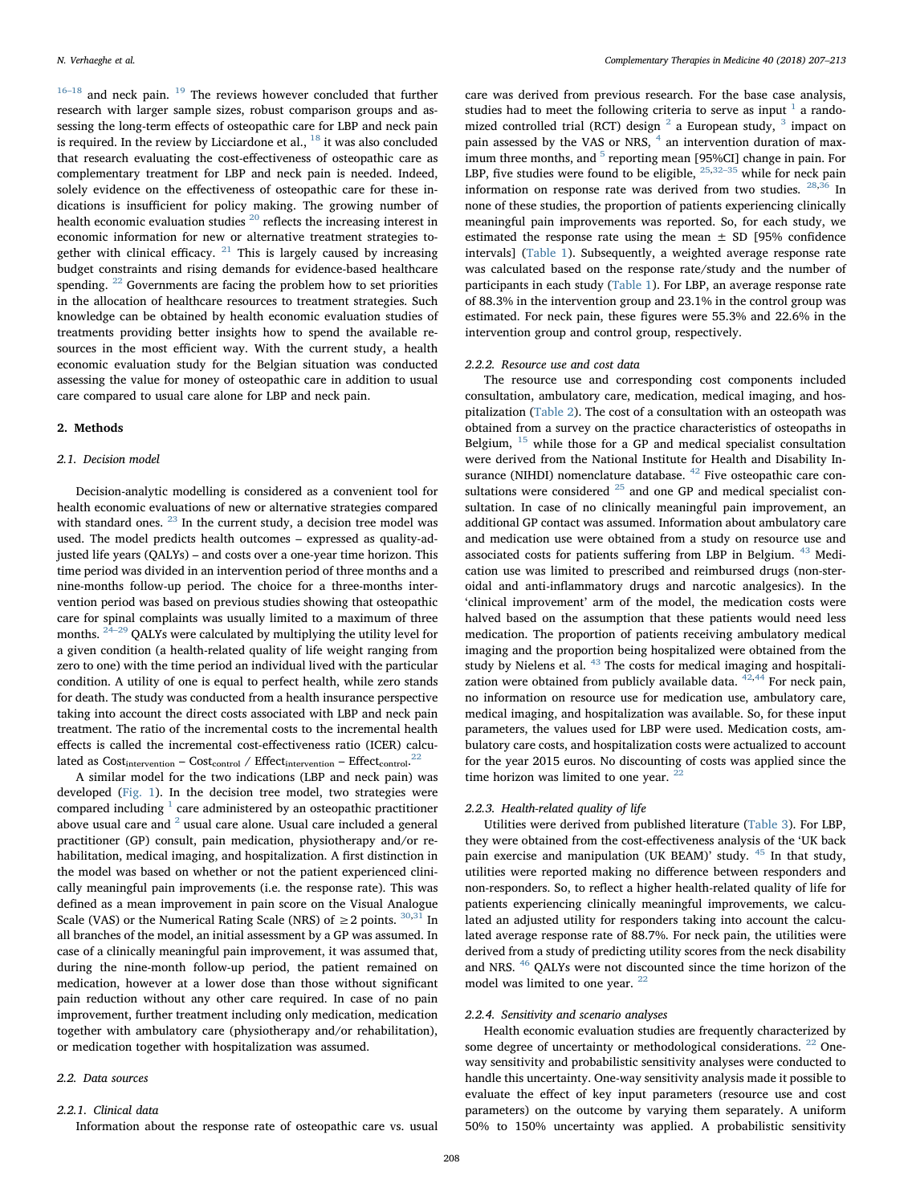[16–18] and neck pain. [19] The reviews however concluded that further research with larger sample sizes, robust comparison groups and assessing the long-term effects of osteopathic care for LBP and neck pain is required. In the review by Licciardone et al., [18] it was also concluded that research evaluating the cost-effectiveness of osteopathic care as complementary treatment for LBP and neck pain is needed. Indeed, solely evidence on the effectiveness of osteopathic care for these indications is insufficient for policy making. The growing number of health economic evaluation studies [20] reflects the increasing interest in economic information for new or alternative treatment strategies together with clinical efficacy. [21] This is largely caused by increasing budget constraints and rising demands for evidence-based healthcare spending. [22] Governments are facing the problem how to set priorities in the allocation of healthcare resources to treatment strategies. Such knowledge can be obtained by health economic evaluation studies of treatments providing better insights how to spend the available resources in the most efficient way. With the current study, a health economic evaluation study for the Belgian situation was conducted assessing the value for money of osteopathic care in addition to usual care compared to usual care alone for LBP and neck pain.

## 2. Methods

### 2.1. Decision model

Decision-analytic modelling is considered as a convenient tool for health economic evaluations of new or alternative strategies compared with standard ones. [23] In the current study, a decision tree model was used. The model predicts health outcomes – expressed as quality-adjusted life years (QALYs) – and costs over a one-year time horizon. This time period was divided in an intervention period of three months and a nine-months follow-up period. The choice for a three-months intervention period was based on previous studies showing that osteopathic care for spinal complaints was usually limited to a maximum of three months. [24–29] QALYs were calculated by multiplying the utility level for a given condition (a health-related quality of life weight ranging from zero to one) with the time period an individual lived with the particular condition. A utility of one is equal to perfect health, while zero stands for death. The study was conducted from a health insurance perspective taking into account the direct costs associated with LBP and neck pain treatment. The ratio of the incremental costs to the incremental health effects is called the incremental cost-effectiveness ratio (ICER) calculated as $\text{Cost}_{\text{intervention}} - \text{Cost}_{\text{control}}$ / $\text{Effect}_{\text{intervention}} - \text{Effect}_{\text{control}}$.[22]

A similar model for the two indications (LBP and neck pain) was developed (Fig. 1). In the decision tree model, two strategies were compared including [1] care administered by an osteopathic practitioner above usual care and [2] usual care alone. Usual care included a general practitioner (GP) consult, pain medication, physiotherapy and/or rehabilitation, medical imaging, and hospitalization. A first distinction in the model was based on whether or not the patient experienced clinically meaningful pain improvements (i.e. the response rate). This was defined as a mean improvement in pain score on the Visual Analogue Scale (VAS) or the Numerical Rating Scale (NRS) of ≥2 points. [30,31] In all branches of the model, an initial assessment by a GP was assumed. In case of a clinically meaningful pain improvement, it was assumed that, during the nine-month follow-up period, the patient remained on medication, however at a lower dose than those without significant pain reduction without any other care required. In case of no pain improvement, further treatment including only medication, medication together with ambulatory care (physiotherapy and/or rehabilitation), or medication together with hospitalization was assumed.

### 2.2. Data sources

#### 2.2.1. Clinical data

Information about the response rate of osteopathic care vs. usual care was derived from previous research. For the base case analysis, studies had to meet the following criteria to serve as input [1] a randomized controlled trial (RCT) design [2] a European study, [3] impact on pain assessed by the VAS or NRS, [4] an intervention duration of maximum three months, and [5] reporting mean [95%CI] change in pain. For LBP, five studies were found to be eligible, [25,32–35] while for neck pain information on response rate was derived from two studies. [28,36] In none of these studies, the proportion of patients experiencing clinically meaningful pain improvements was reported. So, for each study, we estimated the response rate using the mean ± SD [95% confidence intervals] (Table 1). Subsequently, a weighted average response rate was calculated based on the response rate/study and the number of participants in each study (Table 1). For LBP, an average response rate of 88.3% in the intervention group and 23.1% in the control group was estimated. For neck pain, these figures were 55.3% and 22.6% in the intervention group and control group, respectively.

#### 2.2.2. Resource use and cost data

The resource use and corresponding cost components included consultation, ambulatory care, medication, medical imaging, and hospitalization (Table 2). The cost of a consultation with an osteopath was obtained from a survey on the practice characteristics of osteopaths in Belgium, [15] while those for a GP and medical specialist consultation were derived from the National Institute for Health and Disability Insurance (NIHDI) nomenclature database. [42] Five osteopathic care consultations were considered [25] and one GP and medical specialist consultation. In case of no clinically meaningful pain improvement, an additional GP contact was assumed. Information about ambulatory care and medication use were obtained from a study on resource use and associated costs for patients suffering from LBP in Belgium. [43] Medication use was limited to prescribed and reimbursed drugs (non-steroidal and anti-inflammatory drugs and narcotic analgesics). In the 'clinical improvement' arm of the model, the medication costs were halved based on the assumption that these patients would need less medication. The proportion of patients receiving ambulatory medical imaging and the proportion being hospitalized were obtained from the study by Nielens et al. [43] The costs for medical imaging and hospitalization were obtained from publicly available data. [42,44] For neck pain, no information on resource use for medication use, ambulatory care, medical imaging, and hospitalization was available. So, for these input parameters, the values used for LBP were used. Medication costs, ambulatory care costs, and hospitalization costs were actualized to account for the year 2015 euros. No discounting of costs was applied since the time horizon was limited to one year. [22]

#### 2.2.3. Health-related quality of life

Utilities were derived from published literature (Table 3). For LBP, they were obtained from the cost-effectiveness analysis of the 'UK back pain exercise and manipulation (UK BEAM)' study. [45] In that study, utilities were reported making no difference between responders and non-responders. So, to reflect a higher health-related quality of life for patients experiencing clinically meaningful improvements, we calculated an adjusted utility for responders taking into account the calculated average response rate of 88.7%. For neck pain, the utilities were derived from a study of predicting utility scores from the neck disability and NRS. [46] QALYs were not discounted since the time horizon of the model was limited to one year. [22]

#### 2.2.4. Sensitivity and scenario analyses

Health economic evaluation studies are frequently characterized by some degree of uncertainty or methodological considerations. [22] One-way sensitivity and probabilistic sensitivity analyses were conducted to handle this uncertainty. One-way sensitivity analysis made it possible to evaluate the effect of key input parameters (resource use and cost parameters) on the outcome by varying them separately. A uniform 50% to 150% uncertainty was applied. A probabilistic sensitivity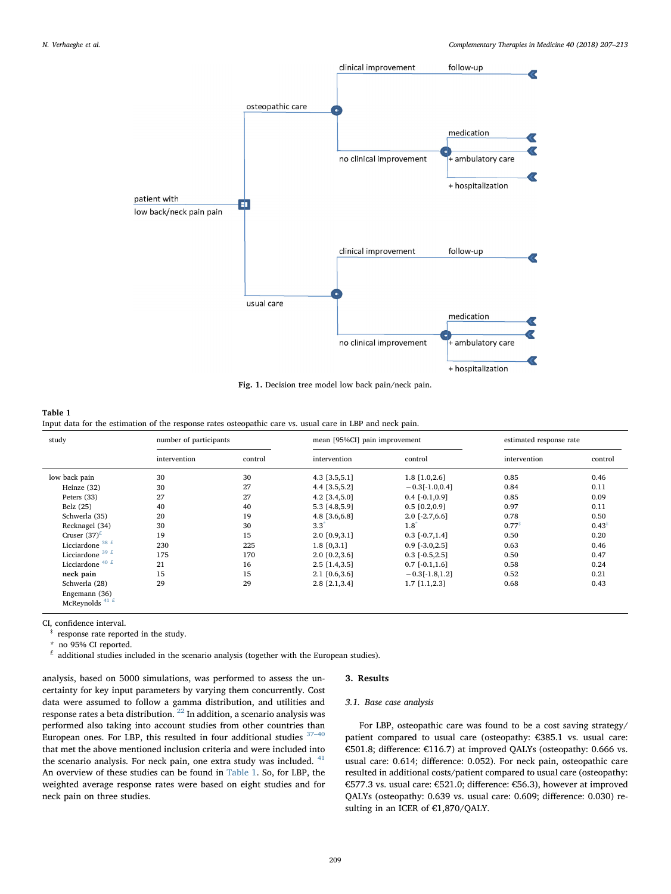Fig. 1. Decision tree model low back pain/neck pain.

**Table 1**
Input data for the estimation of the response rates osteopathic care vs. usual care in LBP and neck pain.

| study | number of participants | | mean [95%CI] pain improvement | | estimated response rate | |
|---|---|---|---|---|---|---|
| | intervention | control | intervention | control | intervention | control |
| low back pain | 30 | 30 | 4.3 [3.5,5.1] | 1.8 [1.0,2.6] | 0.85 | 0.46 |
| Heinze (32) | 30 | 27 | 4.4 [3.5,5.2] | −0.3[-1.0,0.4] | 0.84 | 0.11 |
| Peters (33) | 27 | 27 | 4.2 [3.4,5.0] | 0.4 [-0.1,0.9] | 0.85 | 0.09 |
| Belz (25) | 40 | 40 | 5.3 [4.8,5.9] | 0.5 [0.2,0.9] | 0.97 | 0.11 |
| Schwerla (35) | 20 | 19 | 4.8 [3.6,6.8] | 2.0 [-2.7,7.6] | 0.78 | 0.50 |
| Recknagel (34) | 30 | 30 | 3.3* | 1.8* | 0.77‡ | 0.43‡ |
| Cruser (37)£ | 19 | 15 | 2.0 [0.9,3.1] | 0.3 [-0.7,1.4] | 0.50 | 0.20 |
| Licciardone [38] £ | 230 | 225 | 1.8 [0,3.1] | 0.9 [-3.0,2.5] | 0.63 | 0.46 |
| Licciardone [39] £ | 175 | 170 | 2.0 [0.2,3.6] | 0.3 [-0.5,2.5] | 0.50 | 0.47 |
| Licciardone [40] £ | 21 | 16 | 2.5 [1.4,3.5] | 0.7 [-0.1,1.6] | 0.58 | 0.24 |
| **neck pain** | 15 | 15 | 2.1 [0.6,3.6] | −0.3[-1.8,1.2] | 0.52 | 0.21 |
| Schwerla (28) | 29 | 29 | 2.8 [2.1,3.4] | 1.7 [1.1,2.3] | 0.68 | 0.43 |
| Engemann (36) | | | | | | |
| McReynolds [41] £ | | | | | | |

CI, confidence interval.
‡ response rate reported in the study.
\* no 95% CI reported.
£ additional studies included in the scenario analysis (together with the European studies).

analysis, based on 5000 simulations, was performed to assess the uncertainty for key input parameters by varying them concurrently. Cost data were assumed to follow a gamma distribution, and utilities and response rates a beta distribution.[22] In addition, a scenario analysis was performed also taking into account studies from other countries than European ones. For LBP, this resulted in four additional studies[37–40] that met the above mentioned inclusion criteria and were included into the scenario analysis. For neck pain, one extra study was included.[41] An overview of these studies can be found in Table 1. So, for LBP, the weighted average response rates were based on eight studies and for neck pain on three studies.

## 3. Results

### 3.1. Base case analysis

For LBP, osteopathic care was found to be a cost saving strategy/patient compared to usual care (osteopathy: €385.1 vs. usual care: €501.8; difference: €116.7) at improved QALYs (osteopathy: 0.666 vs. usual care: 0.614; difference: 0.052). For neck pain, osteopathic care resulted in additional costs/patient compared to usual care (osteopathy: €577.3 vs. usual care: €521.0; difference: €56.3), however at improved QALYs (osteopathy: 0.639 vs. usual care: 0.609; difference: 0.030) resulting in an ICER of €1,870/QALY.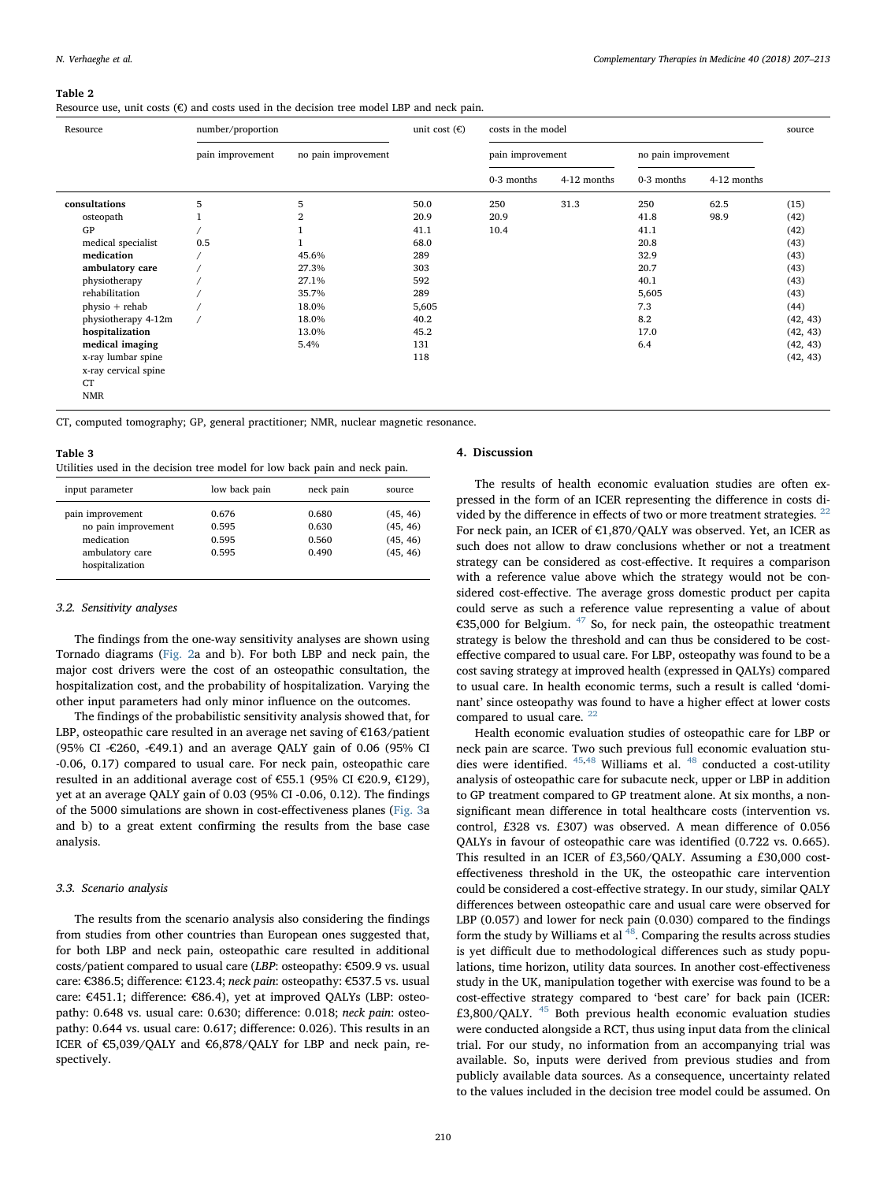**Table 2**
Resource use, unit costs (€) and costs used in the decision tree model LBP and neck pain.

| Resource | number/proportion | | unit cost (€) | costs in the model | | | | source |
|---|---|---|---|---|---|---|---|---|
| | pain improvement | no pain improvement | | pain improvement | | no pain improvement | | |
| | | | | 0-3 months | 4-12 months | 0-3 months | 4-12 months | |
| **consultations** | 5 | 5 | 50.0 | 250 | 31.3 | 250 | 62.5 | (15) |
| osteopath | 1 | 2 | 20.9 | 20.9 | | 41.8 | 98.9 | (42) |
| GP | / | 1 | 41.1 | 10.4 | | 41.1 | | (42) |
| medical specialist | 0.5 | 1 | 68.0 | | | 20.8 | | (43) |
| **medication** | / | 45.6% | 289 | | | 32.9 | | (43) |
| **ambulatory care** | / | 27.3% | 303 | | | 20.7 | | (43) |
| physiotherapy | / | 27.1% | 592 | | | 40.1 | | (43) |
| rehabilitation | / | 35.7% | 289 | | | 5,605 | | (43) |
| physio + rehab | / | 18.0% | 5,605 | | | 7.3 | | (44) |
| physiotherapy 4-12m | / | 18.0% | 40.2 | | | 8.2 | | (42, 43) |
| **hospitalization** | | 13.0% | 45.2 | | | 17.0 | | (42, 43) |
| **medical imaging** | | 5.4% | 131 | | | 6.4 | | (42, 43) |
| x-ray lumbar spine | | | 118 | | | | | (42, 43) |
| x-ray cervical spine | | | | | | | | |
| CT | | | | | | | | |
| NMR | | | | | | | | |

CT, computed tomography; GP, general practitioner; NMR, nuclear magnetic resonance.

**Table 3**
Utilities used in the decision tree model for low back pain and neck pain.

| input parameter | low back pain | neck pain | source |
|---|---|---|---|
| pain improvement | 0.676 | 0.680 | (45, 46) |
| no pain improvement | 0.595 | 0.630 | (45, 46) |
| medication | 0.595 | 0.560 | (45, 46) |
| ambulatory care | 0.595 | 0.490 | (45, 46) |
| hospitalization | | | |

### 3.2. Sensitivity analyses

The findings from the one-way sensitivity analyses are shown using Tornado diagrams (Fig. 2a and b). For both LBP and neck pain, the major cost drivers were the cost of an osteopathic consultation, the hospitalization cost, and the probability of hospitalization. Varying the other input parameters had only minor influence on the outcomes.

The findings of the probabilistic sensitivity analysis showed that, for LBP, osteopathic care resulted in an average net saving of €163/patient (95% CI -€260, -€49.1) and an average QALY gain of 0.06 (95% CI -0.06, 0.17) compared to usual care. For neck pain, osteopathic care resulted in an additional average cost of €55.1 (95% CI €20.9, €129), yet at an average QALY gain of 0.03 (95% CI -0.06, 0.12). The findings of the 5000 simulations are shown in cost-effectiveness planes (Fig. 3a and b) to a great extent confirming the results from the base case analysis.

### 3.3. Scenario analysis

The results from the scenario analysis also considering the findings from studies from other countries than European ones suggested that, for both LBP and neck pain, osteopathic care resulted in additional costs/patient compared to usual care (*LBP*: osteopathy: €509.9 vs. usual care: €386.5; difference: €123.4; *neck pain*: osteopathy: €537.5 vs. usual care: €451.1; difference: €86.4), yet at improved QALYs (LBP: osteopathy: 0.648 vs. usual care: 0.630; difference: 0.018; *neck pain*: osteopathy: 0.644 vs. usual care: 0.617; difference: 0.026). This results in an ICER of €5,039/QALY and €6,878/QALY for LBP and neck pain, respectively.

## 4. Discussion

The results of health economic evaluation studies are often expressed in the form of an ICER representing the difference in costs divided by the difference in effects of two or more treatment strategies. [22] For neck pain, an ICER of €1,870/QALY was observed. Yet, an ICER as such does not allow to draw conclusions whether or not a treatment strategy can be considered as cost-effective. It requires a comparison with a reference value above which the strategy would not be considered cost-effective. The average gross domestic product per capita could serve as such a reference value representing a value of about €35,000 for Belgium. [47] So, for neck pain, the osteopathic treatment strategy is below the threshold and can thus be considered to be cost-effective compared to usual care. For LBP, osteopathy was found to be a cost saving strategy at improved health (expressed in QALYs) compared to usual care. In health economic terms, such a result is called 'dominant' since osteopathy was found to have a higher effect at lower costs compared to usual care. [22]

Health economic evaluation studies of osteopathic care for LBP or neck pain are scarce. Two such previous full economic evaluation studies were identified. [45,48] Williams et al. [48] conducted a cost-utility analysis of osteopathic care for subacute neck, upper or LBP in addition to GP treatment compared to GP treatment alone. At six months, a non-significant mean difference in total healthcare costs (intervention vs. control, £328 vs. £307) was observed. A mean difference of 0.056 QALYs in favour of osteopathic care was identified (0.722 vs. 0.665). This resulted in an ICER of £3,560/QALY. Assuming a £30,000 cost-effectiveness threshold in the UK, the osteopathic care intervention could be considered a cost-effective strategy. In our study, similar QALY differences between osteopathic care and usual care were observed for LBP (0.057) and lower for neck pain (0.030) compared to the findings form the study by Williams et al [48]. Comparing the results across studies is yet difficult due to methodological differences such as study populations, time horizon, utility data sources. In another cost-effectiveness study in the UK, manipulation together with exercise was found to be a cost-effective strategy compared to 'best care' for back pain (ICER: £3,800/QALY. [45] Both previous health economic evaluation studies were conducted alongside a RCT, thus using input data from the clinical trial. For our study, no information from an accompanying trial was available. So, inputs were derived from previous studies and from publicly available data sources. As a consequence, uncertainty related to the values included in the decision tree model could be assumed. On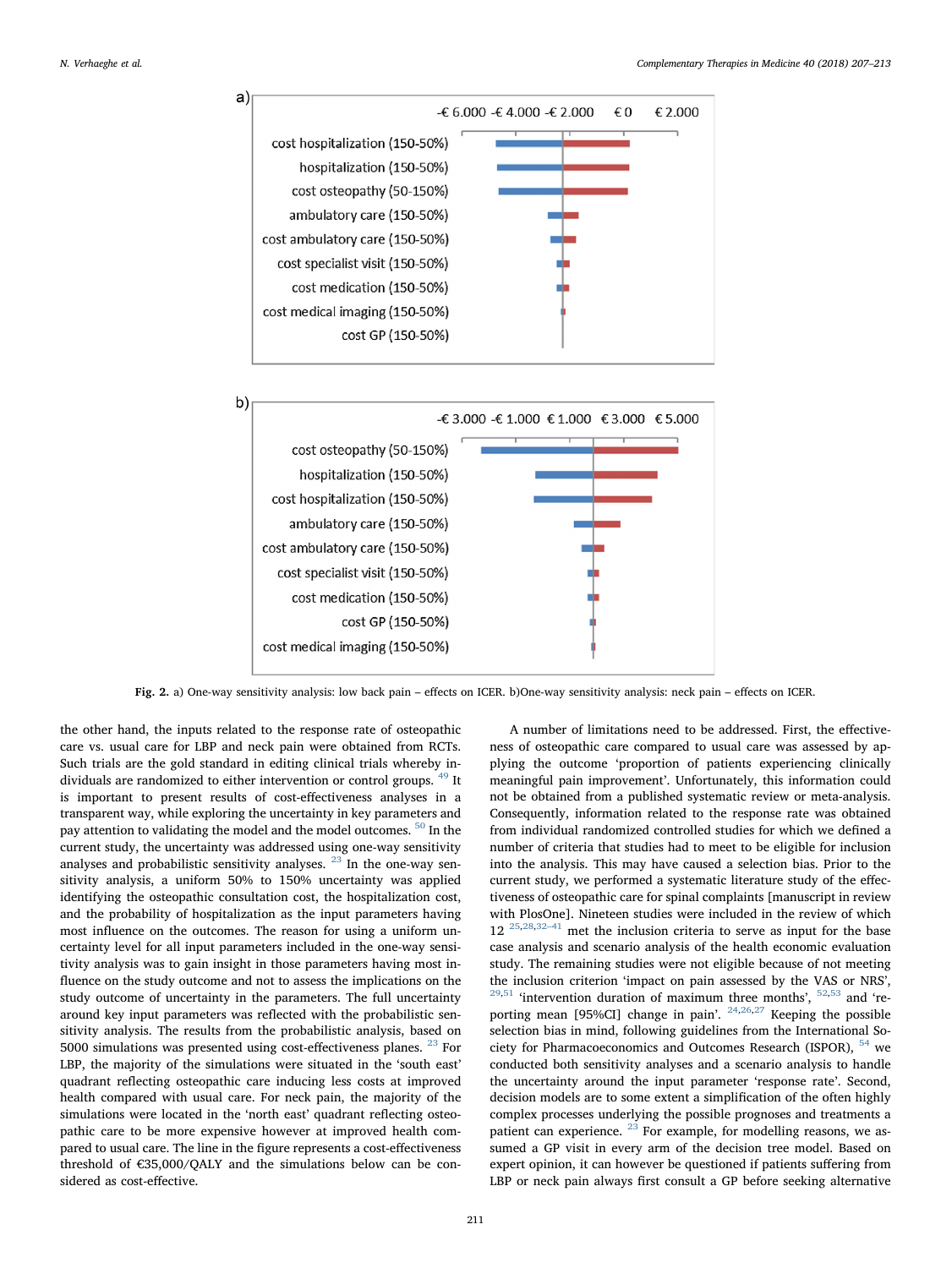Fig. 2. a) One-way sensitivity analysis: low back pain – effects on ICER. b)One-way sensitivity analysis: neck pain – effects on ICER.

the other hand, the inputs related to the response rate of osteopathic care vs. usual care for LBP and neck pain were obtained from RCTs. Such trials are the gold standard in editing clinical trials whereby individuals are randomized to either intervention or control groups. [49] It is important to present results of cost-effectiveness analyses in a transparent way, while exploring the uncertainty in key parameters and pay attention to validating the model and the model outcomes. [50] In the current study, the uncertainty was addressed using one-way sensitivity analyses and probabilistic sensitivity analyses. [23] In the one-way sensitivity analysis, a uniform 50% to 150% uncertainty was applied identifying the osteopathic consultation cost, the hospitalization cost, and the probability of hospitalization as the input parameters having most influence on the outcomes. The reason for using a uniform uncertainty level for all input parameters included in the one-way sensitivity analysis was to gain insight in those parameters having most influence on the study outcome and not to assess the implications on the study outcome of uncertainty in the parameters. The full uncertainty around key input parameters was reflected with the probabilistic sensitivity analysis. The results from the probabilistic analysis, based on 5000 simulations was presented using cost-effectiveness planes. [23] For LBP, the majority of the simulations were situated in the 'south east' quadrant reflecting osteopathic care inducing less costs at improved health compared with usual care. For neck pain, the majority of the simulations were located in the 'north east' quadrant reflecting osteopathic care to be more expensive however at improved health compared to usual care. The line in the figure represents a cost-effectiveness threshold of €35,000/QALY and the simulations below can be considered as cost-effective.

A number of limitations need to be addressed. First, the effectiveness of osteopathic care compared to usual care was assessed by applying the outcome 'proportion of patients experiencing clinically meaningful pain improvement'. Unfortunately, this information could not be obtained from a published systematic review or meta-analysis. Consequently, information related to the response rate was obtained from individual randomized controlled studies for which we defined a number of criteria that studies had to meet to be eligible for inclusion into the analysis. This may have caused a selection bias. Prior to the current study, we performed a systematic literature study of the effectiveness of osteopathic care for spinal complaints [manuscript in review with PlosOne]. Nineteen studies were included in the review of which 12 [25,28,32–41] met the inclusion criteria to serve as input for the base case analysis and scenario analysis of the health economic evaluation study. The remaining studies were not eligible because of not meeting the inclusion criterion 'impact on pain assessed by the VAS or NRS', [29,51] 'intervention duration of maximum three months', [52,53] and 'reporting mean [95%CI] change in pain'. [24,26,27] Keeping the possible selection bias in mind, following guidelines from the International Society for Pharmacoeconomics and Outcomes Research (ISPOR), [54] we conducted both sensitivity analyses and a scenario analysis to handle the uncertainty around the input parameter 'response rate'. Second, decision models are to some extent a simplification of the often highly complex processes underlying the possible prognoses and treatments a patient can experience. [23] For example, for modelling reasons, we assumed a GP visit in every arm of the decision tree model. Based on expert opinion, it can however be questioned if patients suffering from LBP or neck pain always first consult a GP before seeking alternative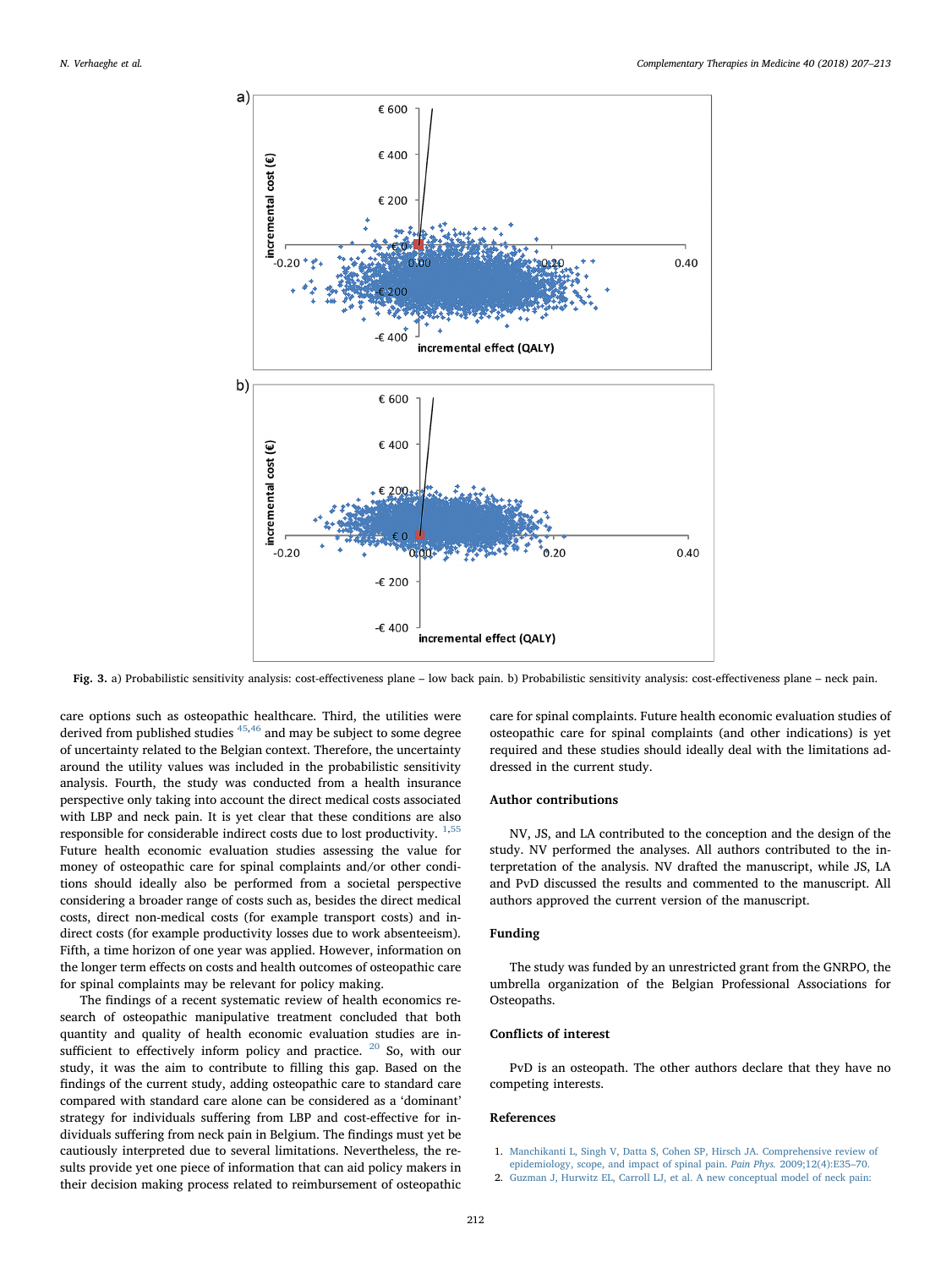Fig. 3. a) Probabilistic sensitivity analysis: cost-effectiveness plane – low back pain. b) Probabilistic sensitivity analysis: cost-effectiveness plane – neck pain.

care options such as osteopathic healthcare. Third, the utilities were derived from published studies [45,46] and may be subject to some degree of uncertainty related to the Belgian context. Therefore, the uncertainty around the utility values was included in the probabilistic sensitivity analysis. Fourth, the study was conducted from a health insurance perspective only taking into account the direct medical costs associated with LBP and neck pain. It is yet clear that these conditions are also responsible for considerable indirect costs due to lost productivity. [1,55] Future health economic evaluation studies assessing the value for money of osteopathic care for spinal complaints and/or other conditions should ideally also be performed from a societal perspective considering a broader range of costs such as, besides the direct medical costs, direct non-medical costs (for example transport costs) and indirect costs (for example productivity losses due to work absenteeism). Fifth, a time horizon of one year was applied. However, information on the longer term effects on costs and health outcomes of osteopathic care for spinal complaints may be relevant for policy making.

The findings of a recent systematic review of health economics research of osteopathic manipulative treatment concluded that both quantity and quality of health economic evaluation studies are insufficient to effectively inform policy and practice. [20] So, with our study, it was the aim to contribute to filling this gap. Based on the findings of the current study, adding osteopathic care to standard care compared with standard care alone can be considered as a 'dominant' strategy for individuals suffering from LBP and cost-effective for individuals suffering from neck pain in Belgium. The findings must yet be cautiously interpreted due to several limitations. Nevertheless, the results provide yet one piece of information that can aid policy makers in their decision making process related to reimbursement of osteopathic care for spinal complaints. Future health economic evaluation studies of osteopathic care for spinal complaints (and other indications) is yet required and these studies should ideally deal with the limitations addressed in the current study.

## Author contributions

NV, JS, and LA contributed to the conception and the design of the study. NV performed the analyses. All authors contributed to the interpretation of the analysis. NV drafted the manuscript, while JS, LA and PvD discussed the results and commented to the manuscript. All authors approved the current version of the manuscript.

## Funding

The study was funded by an unrestricted grant from the GNRPO, the umbrella organization of the Belgian Professional Associations for Osteopaths.

## Conflicts of interest

PvD is an osteopath. The other authors declare that they have no competing interests.

## References

1. Manchikanti L, Singh V, Datta S, Cohen SP, Hirsch JA. Comprehensive review of epidemiology, scope, and impact of spinal pain. *Pain Phys*. 2009;12(4):E35–70.
2. Guzman J, Hurwitz EL, Carroll LJ, et al. A new conceptual model of neck pain: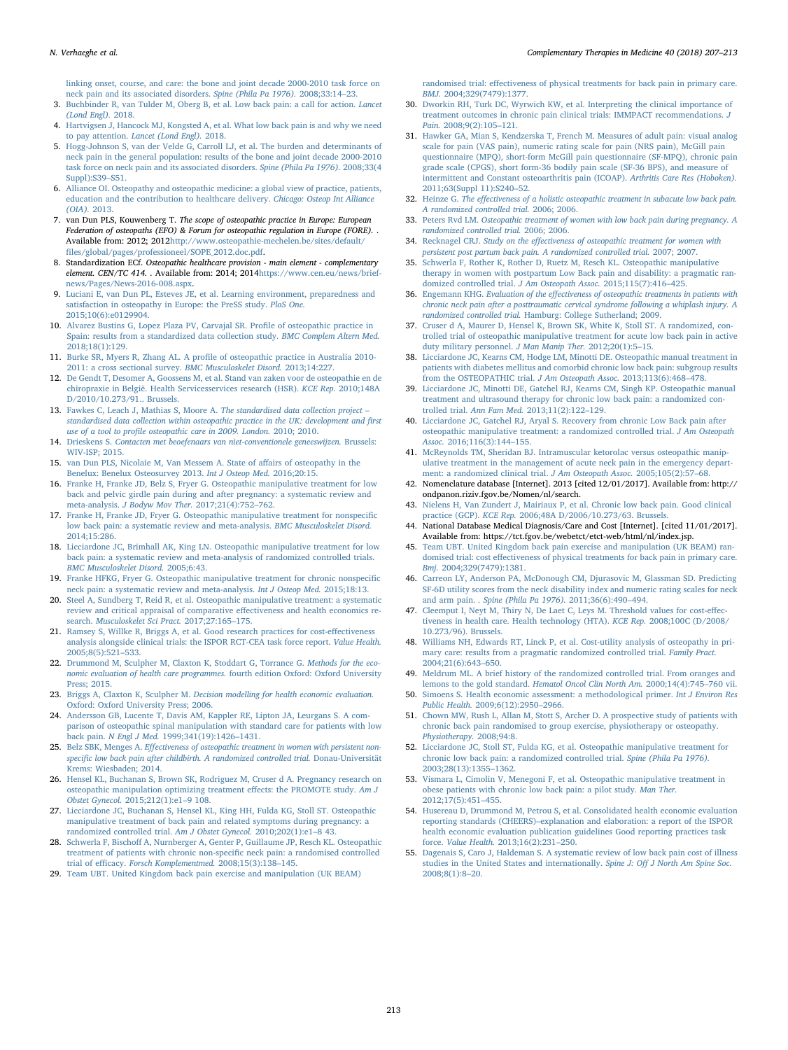linking onset, course, and care: the bone and joint decade 2000-2010 task force on neck pain and its associated disorders. *Spine (Phila Pa 1976).* 2008;33:14–23.

3. Buchbinder R, van Tulder M, Oberg B, et al. Low back pain: a call for action. *Lancet (Lond Engl).* 2018.
4. Hartvigsen J, Hancock MJ, Kongsted A, et al. What low back pain is and why we need to pay attention. *Lancet (Lond Engl).* 2018.
5. Hogg-Johnson S, van der Velde G, Carroll LJ, et al. The burden and determinants of neck pain in the general population: results of the bone and joint decade 2000-2010 task force on neck pain and its associated disorders. *Spine (Phila Pa 1976).* 2008;33(4 Suppl):S39–S51.
6. Alliance OI. Osteopathy and osteopathic medicine: a global view of practice, patients, education and the contribution to healthcare delivery. *Chicago: Osteop Int Alliance (OIA).* 2013.
7. van Dun PLS, Kouwenberg T. *The scope of osteopathic practice in Europe: European Federation of osteopaths (EFO) & Forum for osteopathic regulation in Europe (FORE).* . Available from: 2012; 2012http://www.osteopathie-mechelen.be/sites/default/files/global/pages/professioneel/SOPE_2012.doc.pdf.
8. Standardization ECf. *Osteopathic healthcare provision - main element - complementary element. CEN/TC 414.* . Available from: 2014; 2014https://www.cen.eu/news/brief-news/Pages/News-2016-008.aspx.
9. Luciani E, van Dun PL, Esteves JE, et al. Learning environment, preparedness and satisfaction in osteopathy in Europe: the PreSS study. *PloS One.* 2015;10(6):e0129904.
10. Alvarez Bustins G, Lopez Plaza PV, Carvajal SR. Profile of osteopathic practice in Spain: results from a standardized data collection study. *BMC Complem Altern Med.* 2018;18(1):129.
11. Burke SR, Myers R, Zhang AL. A profile of osteopathic practice in Australia 2010-2011: a cross sectional survey. *BMC Musculoskelet Disord.* 2013;14:227.
12. De Gendt T, Desomer A, Goossens M, et al. Stand van zaken voor de osteopathie en de chiropraxie in België. Health Servicesservices research (HSR). *KCE Rep.* 2010;148A D/2010/10.273/91.. Brussels.
13. Fawkes C, Leach J, Mathias S, Moore A. *The standardised data collection project – standardised data collection within osteopathic practice in the UK: development and first use of a tool to profile osteopathic care in 2009. London.* 2010; 2010.
14. Drieskens S. *Contacten met beoefenaars van niet-conventionele geneeswijzen.* Brussels: WIV-ISP; 2015.
15. van Dun PLS, Nicolaie M, Van Messem A. State of affairs of osteopathy in the Benelux: Benelux Osteosurvey 2013. *Int J Osteop Med.* 2016;20:15.
16. Franke H, Franke JD, Belz S, Fryer G. Osteopathic manipulative treatment for low back and pelvic girdle pain during and after pregnancy: a systematic review and meta-analysis. *J Bodyw Mov Ther.* 2017;21(4):752–762.
17. Franke H, Franke JD, Fryer G. Osteopathic manipulative treatment for nonspecific low back pain: a systematic review and meta-analysis. *BMC Musculoskelet Disord.* 2014;15:286.
18. Licciardone JC, Brimhall AK, King LN. Osteopathic manipulative treatment for low back pain: a systematic review and meta-analysis of randomized controlled trials. *BMC Musculoskelet Disord.* 2005;6:43.
19. Franke HFKG, Fryer G. Osteopathic manipulative treatment for chronic nonspecific neck pain: a systematic review and meta-analysis. *Int J Osteop Med.* 2015;18:13.
20. Steel A, Sundberg T, Reid R, et al. Osteopathic manipulative treatment: a systematic review and critical appraisal of comparative effectiveness and health economics research. *Musculoskelet Sci Pract.* 2017;27:165–175.
21. Ramsey S, Willke R, Briggs A, et al. Good research practices for cost-effectiveness analysis alongside clinical trials: the ISPOR RCT-CEA task force report. *Value Health.* 2005;8(5):521–533.
22. Drummond M, Sculpher M, Claxton K, Stoddart G, Torrance G. *Methods for the economic evaluation of health care programmes.* fourth edition Oxford: Oxford University Press; 2015.
23. Briggs A, Claxton K, Sculpher M. *Decision modelling for health economic evaluation.* Oxford: Oxford University Press; 2006.
24. Andersson GB, Lucente T, Davis AM, Kappler RE, Lipton JA, Leurgans S. A comparison of osteopathic spinal manipulation with standard care for patients with low back pain. *N Engl J Med.* 1999;341(19):1426–1431.
25. Belz SBK, Menges A. *Effectiveness of osteopathic treatment in women with persistent non-specific low back pain after childbirth. A randomized controlled trial.* Donau-Universität Krems: Wiesbaden; 2014.
26. Hensel KL, Buchanan S, Brown SK, Rodriguez M, Cruser d A. Pregnancy research on osteopathic manipulation optimizing treatment effects: the PROMOTE study. *Am J Obstet Gynecol.* 2015;212(1):e1–9 108.
27. Licciardone JC, Buchanan S, Hensel KL, King HH, Fulda KG, Stoll ST. Osteopathic manipulative treatment of back pain and related symptoms during pregnancy: a randomized controlled trial. *Am J Obstet Gynecol.* 2010;202(1):e1–8 43.
28. Schwerla F, Bischoff A, Nurnberger A, Genter P, Guillaume JP, Resch KL. Osteopathic treatment of patients with chronic non-specific neck pain: a randomised controlled trial of efficacy. *Forsch Komplementmed.* 2008;15(3):138–145.
29. Team UBT. United Kingdom back pain exercise and manipulation (UK BEAM) randomised trial: effectiveness of physical treatments for back pain in primary care. *BMJ.* 2004;329(7479):1377.
30. Dworkin RH, Turk DC, Wyrwich KW, et al. Interpreting the clinical importance of treatment outcomes in chronic pain clinical trials: IMMPACT recommendations. *J Pain.* 2008;9(2):105–121.
31. Hawker GA, Mian S, Kendzerska T, French M. Measures of adult pain: visual analog scale for pain (VAS pain), numeric rating scale for pain (NRS pain), McGill pain questionnaire (MPQ), short-form McGill pain questionnaire (SF-MPQ), chronic pain grade scale (CPGS), short form-36 bodily pain scale (SF-36 BPS), and measure of intermittent and Constant osteoarthritis pain (ICOAP). *Arthritis Care Res (Hoboken).* 2011;63(Suppl 11):S240–52.
32. Heinze G. *The effectiveness of a holistic osteopathic treatment in subacute low back pain. A randomized controlled trial.* 2006; 2006.
33. Peters Rvd LM. *Osteopathic treatment of women with low back pain during pregnancy. A randomized controlled trial.* 2006; 2006.
34. Recknagel CRJ. *Study on the effectiveness of osteopathic treatment for women with persistent post partum back pain. A randomized controlled trial.* 2007; 2007.
35. Schwerla F, Rother K, Rother D, Ruetz M, Resch KL. Osteopathic manipulative therapy in women with postpartum Low Back pain and disability: a pragmatic randomized controlled trial. *J Am Osteopath Assoc.* 2015;115(7):416–425.
36. Engemann KHG. *Evaluation of the effectiveness of osteopathic treatments in patients with chronic neck pain after a posttraumatic cervical syndrome following a whiplash injury. A randomized controlled trial.* Hamburg: College Sutherland; 2009.
37. Cruser d A, Maurer D, Hensel K, Brown SK, White K, Stoll ST. A randomized, controlled trial of osteopathic manipulative treatment for acute low back pain in active duty military personnel. *J Man Manip Ther.* 2012;20(1):5–15.
38. Licciardone JC, Kearns CM, Hodge LM, Minotti DE. Osteopathic manual treatment in patients with diabetes mellitus and comorbid chronic low back pain: subgroup results from the OSTEOPATHIC trial. *J Am Osteopath Assoc.* 2013;113(6):468–478.
39. Licciardone JC, Minotti DE, Gatchel RJ, Kearns CM, Singh KP. Osteopathic manual treatment and ultrasound therapy for chronic low back pain: a randomized controlled trial. *Ann Fam Med.* 2013;11(2):122–129.
40. Licciardone JC, Gatchel RJ, Aryal S. Recovery from chronic Low Back pain after osteopathic manipulative treatment: a randomized controlled trial. *J Am Osteopath Assoc.* 2016;116(3):144–155.
41. McReynolds TM, Sheridan BJ. Intramuscular ketorolac versus osteopathic manipulative treatment in the management of acute neck pain in the emergency department: a randomized clinical trial. *J Am Osteopath Assoc.* 2005;105(2):57–68.
42. Nomenclature database [Internet]. 2013 [cited 12/01/2017]. Available from: http://ondpanon.riziv.fgov.be/Nomen/nl/search.
43. Nielens H, Van Zundert J, Mairiaux P, et al. Chronic low back pain. Good clinical practice (GCP). *KCE Rep.* 2006;48A D/2006/10.273/63. Brussels.
44. National Database Medical Diagnosis/Care and Cost [Internet]. [cited 11/01/2017]. Available from: https://tct.fgov.be/webetct/etct-web/html/nl/index.jsp.
45. Team UBT. United Kingdom back pain exercise and manipulation (UK BEAM) randomised trial: cost effectiveness of physical treatments for back pain in primary care. *Bmj.* 2004;329(7479):1381.
46. Carreon LY, Anderson PA, McDonough CM, Djurasovic M, Glassman SD. Predicting SF-6D utility scores from the neck disability index and numeric rating scales for neck and arm pain. . *Spine (Phila Pa 1976).* 2011;36(6):490–494.
47. Cleemput I, Neyt M, Thiry N, De Laet C, Leys M. Threshold values for cost-effectiveness in health care. Health technology (HTA). *KCE Rep.* 2008;100C (D/2008/10.273/96). Brussels.
48. Williams NH, Edwards RT, Linck P, et al. Cost-utility analysis of osteopathy in primary care: results from a pragmatic randomized controlled trial. *Family Pract.* 2004;21(6):643–650.
49. Meldrum ML. A brief history of the randomized controlled trial. From oranges and lemons to the gold standard. *Hematol Oncol Clin North Am.* 2000;14(4):745–760 vii.
50. Simoens S. Health economic assessment: a methodological primer. *Int J Environ Res Public Health.* 2009;6(12):2950–2966.
51. Chown MW, Rush L, Allan M, Stott S, Archer D. A prospective study of patients with chronic back pain randomised to group exercise, physiotherapy or osteopathy. *Physiotherapy.* 2008;94:8.
52. Licciardone JC, Stoll ST, Fulda KG, et al. Osteopathic manipulative treatment for chronic low back pain: a randomized controlled trial. *Spine (Phila Pa 1976).* 2003;28(13):1355–1362.
53. Vismara L, Cimolin V, Menegoni F, et al. Osteopathic manipulative treatment in obese patients with chronic low back pain: a pilot study. *Man Ther.* 2012;17(5):451–455.
54. Husereau D, Drummond M, Petrou S, et al. Consolidated health economic evaluation reporting standards (CHEERS)–explanation and elaboration: a report of the ISPOR health economic evaluation publication guidelines Good reporting practices task force. *Value Health.* 2013;16(2):231–250.
55. Dagenais S, Caro J, Haldeman S. A systematic review of low back pain cost of illness studies in the United States and internationally. *Spine J: Off J North Am Spine Soc.* 2008;8(1):8–20.